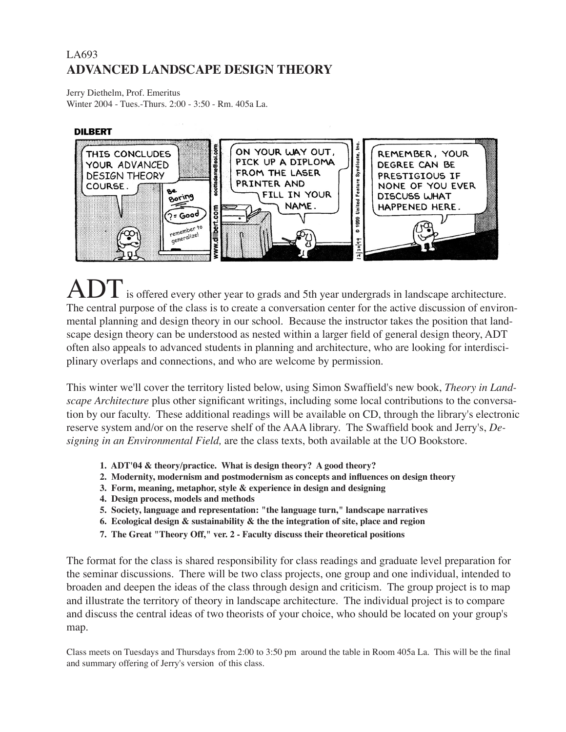LA693

# ADVANCED LANDSCAPE DESIGN THEORY

Jerry Diethelm, Prof. Emeritus
Winter 2004 - Tues.-Thurs. 2:00 - 3:50 - Rm. 405a La.

ADT is offered every other year to grads and 5th year undergrads in landscape architecture. The central purpose of the class is to create a conversation center for the active discussion of environmental planning and design theory in our school. Because the instructor takes the position that landscape design theory can be understood as nested within a larger field of general design theory, ADT often also appeals to advanced students in planning and architecture, who are looking for interdisciplinary overlaps and connections, and who are welcome by permission.

This winter we'll cover the territory listed below, using Simon Swaffield's new book, *Theory in Landscape Architecture* plus other significant writings, including some local contributions to the conversation by our faculty. These additional readings will be available on CD, through the library's electronic reserve system and/or on the reserve shelf of the AAA library. The Swaffield book and Jerry's, *Designing in an Environmental Field,* are the class texts, both available at the UO Bookstore.

1. **ADT'04 & theory/practice. What is design theory? A good theory?**
2. **Modernity, modernism and postmodernism as concepts and influences on design theory**
3. **Form, meaning, metaphor, style & experience in design and designing**
4. **Design process, models and methods**
5. **Society, language and representation: "the language turn," landscape narratives**
6. **Ecological design & sustainability & the the integration of site, place and region**
7. **The Great "Theory Off," ver. 2 - Faculty discuss their theoretical positions**

The format for the class is shared responsibility for class readings and graduate level preparation for the seminar discussions. There will be two class projects, one group and one individual, intended to broaden and deepen the ideas of the class through design and criticism. The group project is to map and illustrate the territory of theory in landscape architecture. The individual project is to compare and discuss the central ideas of two theorists of your choice, who should be located on your group's map.

Class meets on Tuesdays and Thursdays from 2:00 to 3:50 pm around the table in Room 405a La. This will be the final and summary offering of Jerry's version of this class.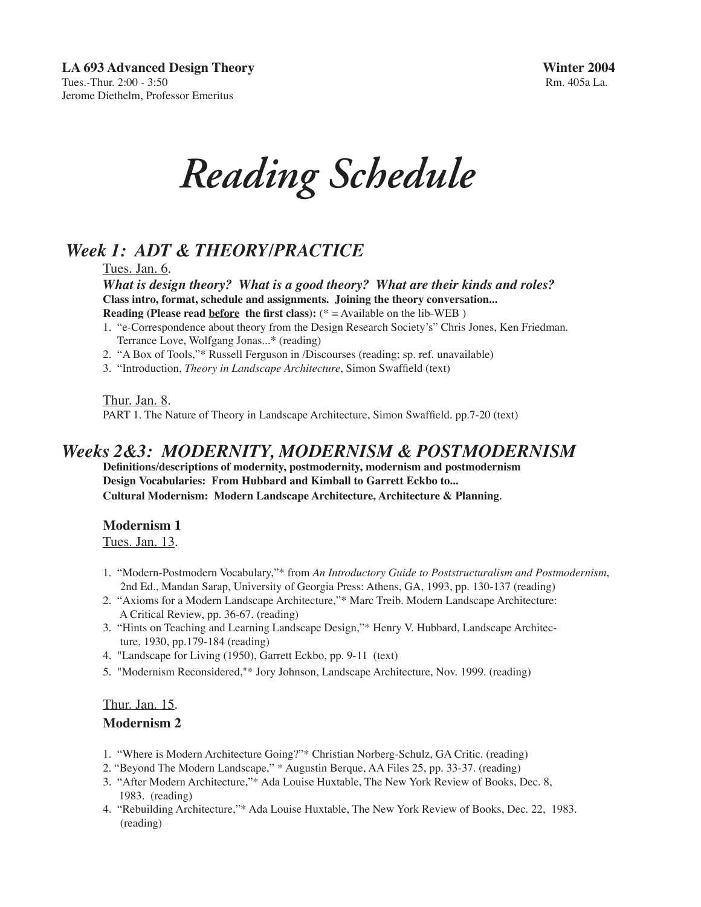**LA 693 Advanced Design Theory** **Winter 2004**
Tues.-Thur. 2:00 - 3:50 Rm. 405a La.
Jerome Diethelm, Professor Emeritus

# *Reading Schedule*

## *Week 1: ADT & THEORY/PRACTICE*

<u>Tues. Jan. 6</u>.

***What is design theory? What is a good theory? What are their kinds and roles?***
**Class intro, format, schedule and assignments. Joining the theory conversation...**
**Reading (Please read <u>before</u> the first class):** (* = Available on the lib-WEB )

1. "e-Correspondence about theory from the Design Research Society's" Chris Jones, Ken Friedman. Terrance Love, Wolfgang Jonas...* (reading)
2. "A Box of Tools,"* Russell Ferguson in /Discourses (reading; sp. ref. unavailable)
3. "Introduction, *Theory in Landscape Architecture*, Simon Swaffield (text)

<u>Thur. Jan. 8</u>.
PART 1. The Nature of Theory in Landscape Architecture, Simon Swaffield. pp.7-20 (text)

## *Weeks 2&3: MODERNITY, MODERNISM & POSTMODERNISM*

**Definitions/descriptions of modernity, postmodernity, modernism and postmodernism**
**Design Vocabularies: From Hubbard and Kimball to Garrett Eckbo to...**
**Cultural Modernism: Modern Landscape Architecture, Architecture & Planning**.

### Modernism 1

<u>Tues. Jan. 13</u>.

1. "Modern-Postmodern Vocabulary,"* from *An Introductory Guide to Poststructuralism and Postmodernism*, 2nd Ed., Mandan Sarap, University of Georgia Press: Athens, GA, 1993, pp. 130-137 (reading)
2. "Axioms for a Modern Landscape Architecture,"* Marc Treib. Modern Landscape Architecture: A Critical Review, pp. 36-67. (reading)
3. "Hints on Teaching and Learning Landscape Design,"* Henry V. Hubbard, Landscape Architecture, 1930, pp.179-184 (reading)
4. "Landscape for Living (1950), Garrett Eckbo, pp. 9-11 (text)
5. "Modernism Reconsidered,"* Jory Johnson, Landscape Architecture, Nov. 1999. (reading)

<u>Thur. Jan. 15</u>.

### Modernism 2

1. "Where is Modern Architecture Going?"* Christian Norberg-Schulz, GA Critic. (reading)
2. "Beyond The Modern Landscape," * Augustin Berque, AA Files 25, pp. 33-37. (reading)
3. "After Modern Architecture,"* Ada Louise Huxtable, The New York Review of Books, Dec. 8, 1983. (reading)
4. "Rebuilding Architecture,"* Ada Louise Huxtable, The New York Review of Books, Dec. 22, 1983. (reading)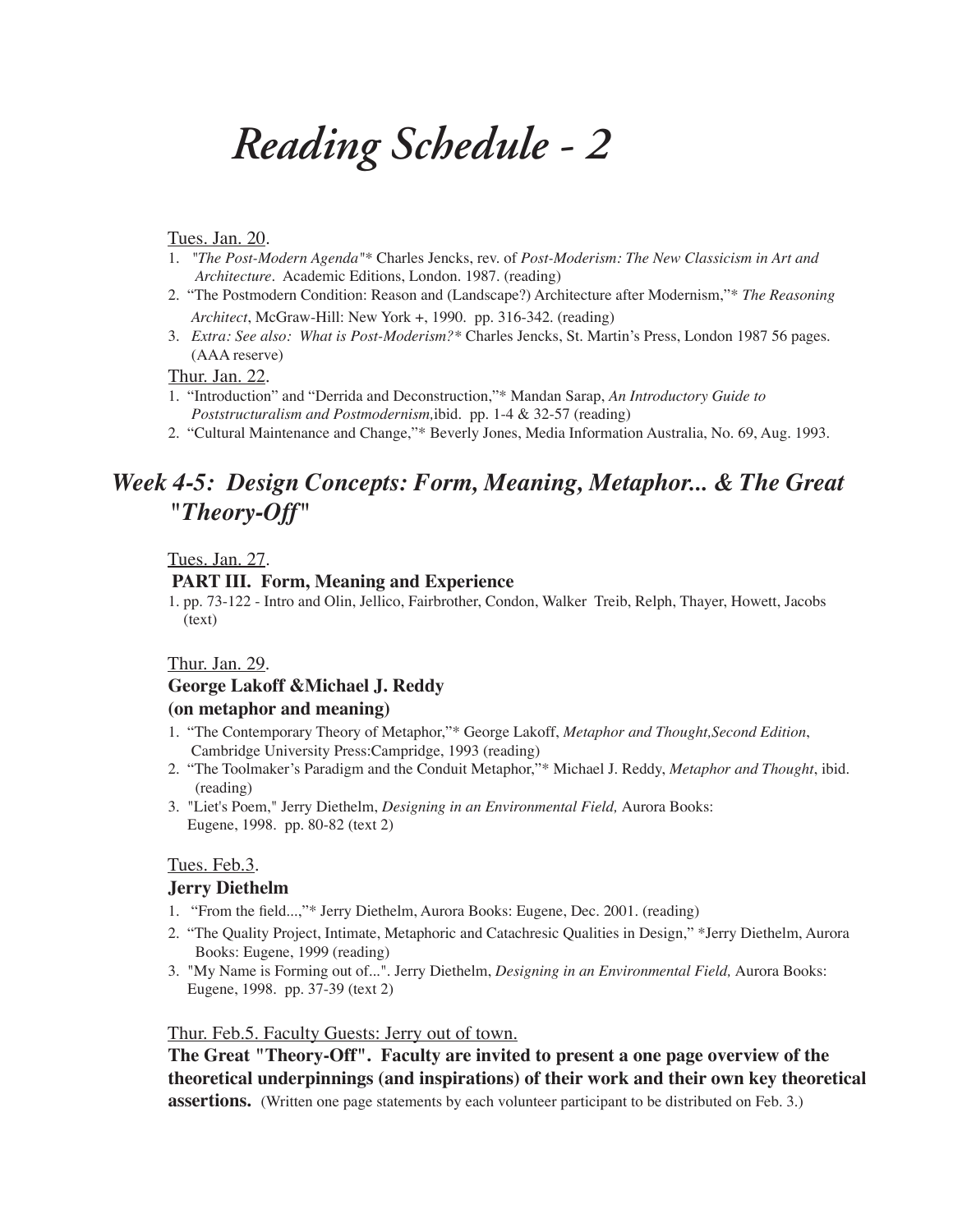// Reading Schedule - 2

# *Reading Schedule - 2*

Tues. Jan. 20.

1. *"The Post-Modern Agenda"** Charles Jencks, rev. of *Post-Moderism: The New Classicism in Art and Architecture*. Academic Editions, London. 1987. (reading)
2. "The Postmodern Condition: Reason and (Landscape?) Architecture after Modernism,"* *The Reasoning Architect*, McGraw-Hill: New York +, 1990. pp. 316-342. (reading)
3. *Extra: See also: What is Post-Moderism?** Charles Jencks, St. Martin's Press, London 1987 56 pages. (AAA reserve)

Thur. Jan. 22.

1. "Introduction" and "Derrida and Deconstruction,"* Mandan Sarap, *An Introductory Guide to Poststructuralism and Postmodernism,*ibid. pp. 1-4 & 32-57 (reading)
2. "Cultural Maintenance and Change,"* Beverly Jones, Media Information Australia, No. 69, Aug. 1993.

## *Week 4-5: Design Concepts: Form, Meaning, Metaphor... & The Great "Theory-Off"*

Tues. Jan. 27.

**PART III. Form, Meaning and Experience**

1. pp. 73-122 - Intro and Olin, Jellico, Fairbrother, Condon, Walker Treib, Relph, Thayer, Howett, Jacobs (text)

Thur. Jan. 29.

**George Lakoff &Michael J. Reddy**
**(on metaphor and meaning)**

1. "The Contemporary Theory of Metaphor,"* George Lakoff, *Metaphor and Thought,Second Edition*, Cambridge University Press:Campridge, 1993 (reading)
2. "The Toolmaker's Paradigm and the Conduit Metaphor,"* Michael J. Reddy, *Metaphor and Thought*, ibid. (reading)
3. "Liet's Poem," Jerry Diethelm, *Designing in an Environmental Field,* Aurora Books: Eugene, 1998. pp. 80-82 (text 2)

Tues. Feb.3.

**Jerry Diethelm**

1. "From the field...,"* Jerry Diethelm, Aurora Books: Eugene, Dec. 2001. (reading)
2. "The Quality Project, Intimate, Metaphoric and Catachresic Qualities in Design," *Jerry Diethelm, Aurora Books: Eugene, 1999 (reading)
3. "My Name is Forming out of...". Jerry Diethelm, *Designing in an Environmental Field,* Aurora Books: Eugene, 1998. pp. 37-39 (text 2)

Thur. Feb.5. Faculty Guests: Jerry out of town.

**The Great "Theory-Off". Faculty are invited to present a one page overview of the theoretical underpinnings (and inspirations) of their work and their own key theoretical assertions.** (Written one page statements by each volunteer participant to be distributed on Feb. 3.)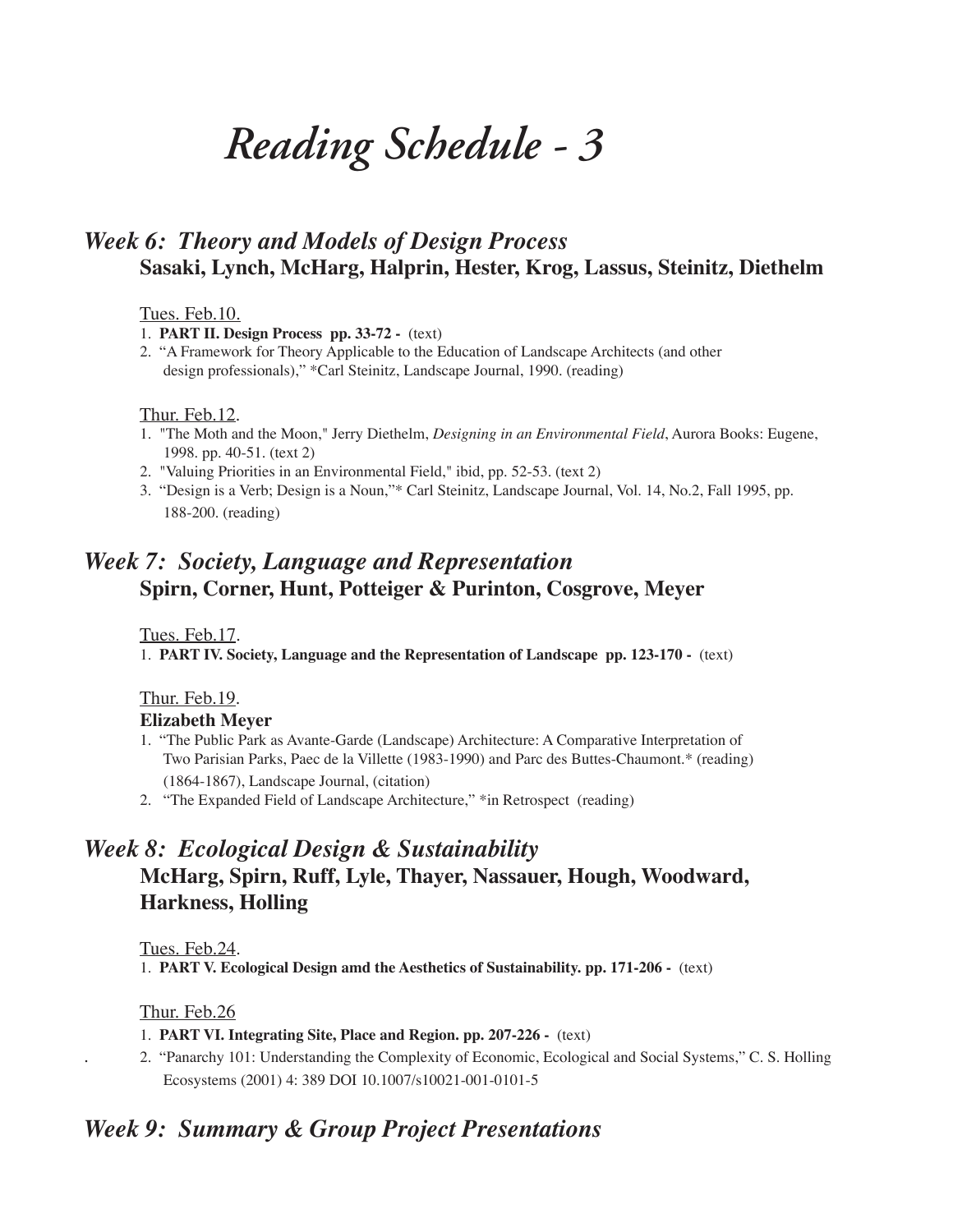# *Reading Schedule - 3*

## *Week 6: Theory and Models of Design Process*

**Sasaki, Lynch, McHarg, Halprin, Hester, Krog, Lassus, Steinitz, Diethelm**

Tues. Feb.10.

1. **PART II. Design Process pp. 33-72 -** (text)
2. "A Framework for Theory Applicable to the Education of Landscape Architects (and other design professionals)," *Carl Steinitz, Landscape Journal, 1990. (reading)

Thur. Feb.12.

1. "The Moth and the Moon," Jerry Diethelm, *Designing in an Environmental Field*, Aurora Books: Eugene, 1998. pp. 40-51. (text 2)
2. "Valuing Priorities in an Environmental Field," ibid, pp. 52-53. (text 2)
3. "Design is a Verb; Design is a Noun,"* Carl Steinitz, Landscape Journal, Vol. 14, No.2, Fall 1995, pp. 188-200. (reading)

## *Week 7: Society, Language and Representation*

**Spirn, Corner, Hunt, Potteiger & Purinton, Cosgrove, Meyer**

Tues. Feb.17.

1. **PART IV. Society, Language and the Representation of Landscape pp. 123-170 -** (text)

Thur. Feb.19.

**Elizabeth Meyer**

1. "The Public Park as Avante-Garde (Landscape) Architecture: A Comparative Interpretation of Two Parisian Parks, Paec de la Villette (1983-1990) and Parc des Buttes-Chaumont.* (reading) (1864-1867), Landscape Journal, (citation)
2. "The Expanded Field of Landscape Architecture," *in Retrospect (reading)

## *Week 8: Ecological Design & Sustainability*

**McHarg, Spirn, Ruff, Lyle, Thayer, Nassauer, Hough, Woodward, Harkness, Holling**

Tues. Feb.24.

1. **PART V. Ecological Design amd the Aesthetics of Sustainability. pp. 171-206 -** (text)

Thur. Feb.26

1. **PART VI. Integrating Site, Place and Region. pp. 207-226 -** (text)
2. "Panarchy 101: Understanding the Complexity of Economic, Ecological and Social Systems," C. S. Holling Ecosystems (2001) 4: 389 DOI 10.1007/s10021-001-0101-5

## *Week 9: Summary & Group Project Presentations*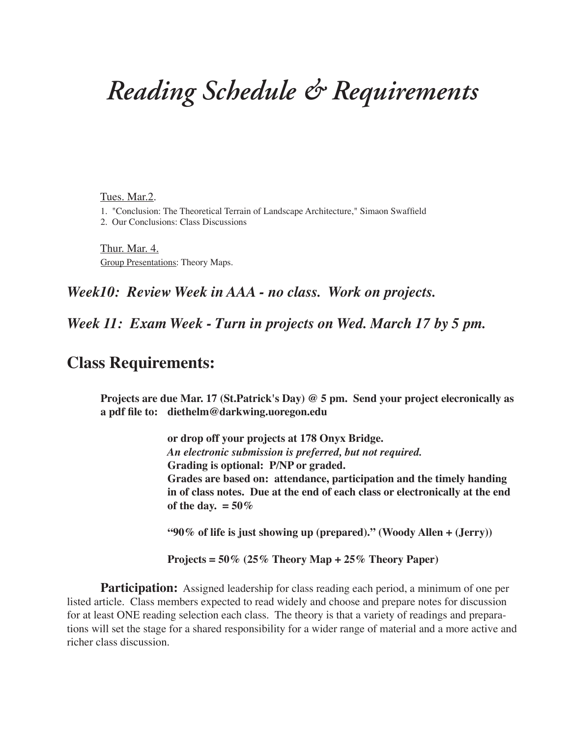# *Reading Schedule & Requirements*

<u>Tues. Mar.2</u>.

1. "Conclusion: The Theoretical Terrain of Landscape Architecture," Simaon Swaffield
2. Our Conclusions: Class Discussions

<u>Thur. Mar. 4.</u>

<u>Group Presentations</u>: Theory Maps.

### ***Week10: Review Week in AAA - no class. Work on projects.***

### ***Week 11: Exam Week - Turn in projects on Wed. March 17 by 5 pm.***

## **Class Requirements:**

**Projects are due Mar. 17 (St.Patrick's Day) @ 5 pm. Send your project elecronically as a pdf file to: diethelm@darkwing.uoregon.edu**

**or drop off your projects at 178 Onyx Bridge.**
***An electronic submission is preferred, but not required.***
**Grading is optional: P/NP or graded.**
**Grades are based on: attendance, participation and the timely handing in of class notes. Due at the end of each class or electronically at the end of the day. = 50%**

**"90% of life is just showing up (prepared)." (Woody Allen + (Jerry))**

**Projects = 50% (25% Theory Map + 25% Theory Paper)**

**Participation:** Assigned leadership for class reading each period, a minimum of one per listed article. Class members expected to read widely and choose and prepare notes for discussion for at least ONE reading selection each class. The theory is that a variety of readings and preparations will set the stage for a shared responsibility for a wider range of material and a more active and richer class discussion.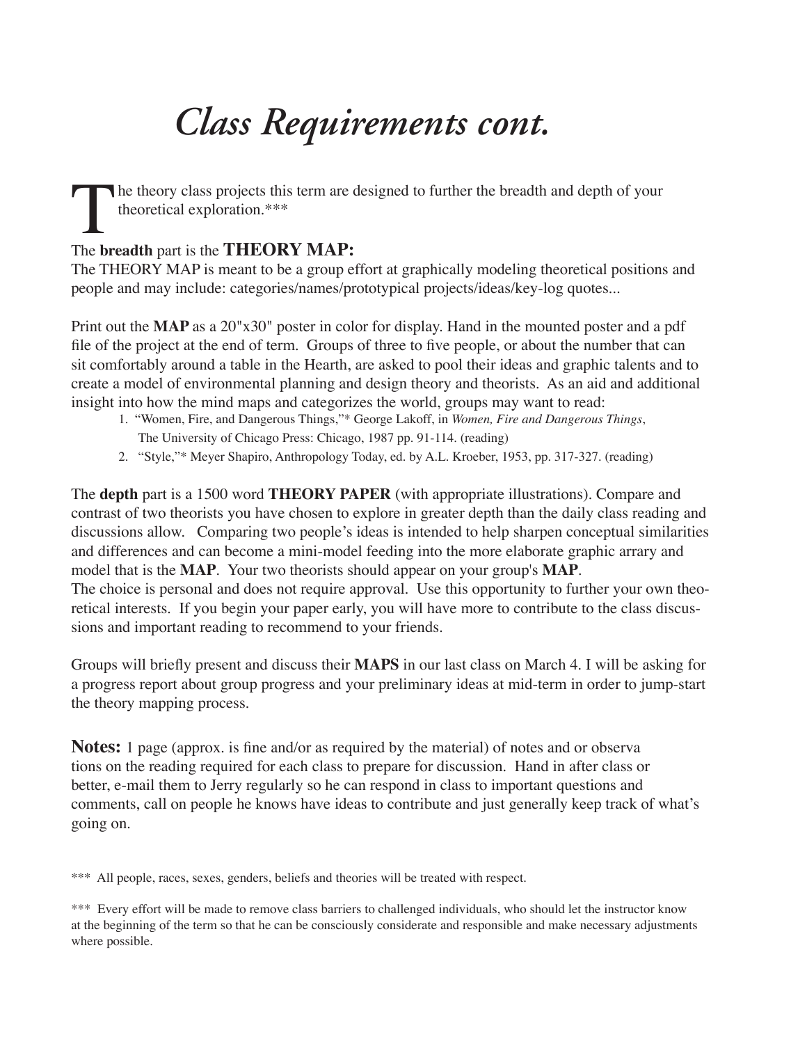# *Class Requirements cont.*

The theory class projects this term are designed to further the breadth and depth of your theoretical exploration.***

The **breadth** part is the **THEORY MAP:**
The THEORY MAP is meant to be a group effort at graphically modeling theoretical positions and people and may include: categories/names/prototypical projects/ideas/key-log quotes...

Print out the **MAP** as a 20"x30" poster in color for display. Hand in the mounted poster and a pdf file of the project at the end of term. Groups of three to five people, or about the number that can sit comfortably around a table in the Hearth, are asked to pool their ideas and graphic talents and to create a model of environmental planning and design theory and theorists. As an aid and additional insight into how the mind maps and categorizes the world, groups may want to read:

1. "Women, Fire, and Dangerous Things,"* George Lakoff, in *Women, Fire and Dangerous Things*, The University of Chicago Press: Chicago, 1987 pp. 91-114. (reading)
2. "Style,"* Meyer Shapiro, Anthropology Today, ed. by A.L. Kroeber, 1953, pp. 317-327. (reading)

The **depth** part is a 1500 word **THEORY PAPER** (with appropriate illustrations). Compare and contrast of two theorists you have chosen to explore in greater depth than the daily class reading and discussions allow. Comparing two people's ideas is intended to help sharpen conceptual similarities and differences and can become a mini-model feeding into the more elaborate graphic arrary and model that is the **MAP**. Your two theorists should appear on your group's **MAP**.
The choice is personal and does not require approval. Use this opportunity to further your own theoretical interests. If you begin your paper early, you will have more to contribute to the class discussions and important reading to recommend to your friends.

Groups will briefly present and discuss their **MAPS** in our last class on March 4. I will be asking for a progress report about group progress and your preliminary ideas at mid-term in order to jump-start the theory mapping process.

**Notes:** 1 page (approx. is fine and/or as required by the material) of notes and or observations on the reading required for each class to prepare for discussion. Hand in after class or better, e-mail them to Jerry regularly so he can respond in class to important questions and comments, call on people he knows have ideas to contribute and just generally keep track of what's going on.

*** All people, races, sexes, genders, beliefs and theories will be treated with respect.

*** Every effort will be made to remove class barriers to challenged individuals, who should let the instructor know at the beginning of the term so that he can be consciously considerate and responsible and make necessary adjustments where possible.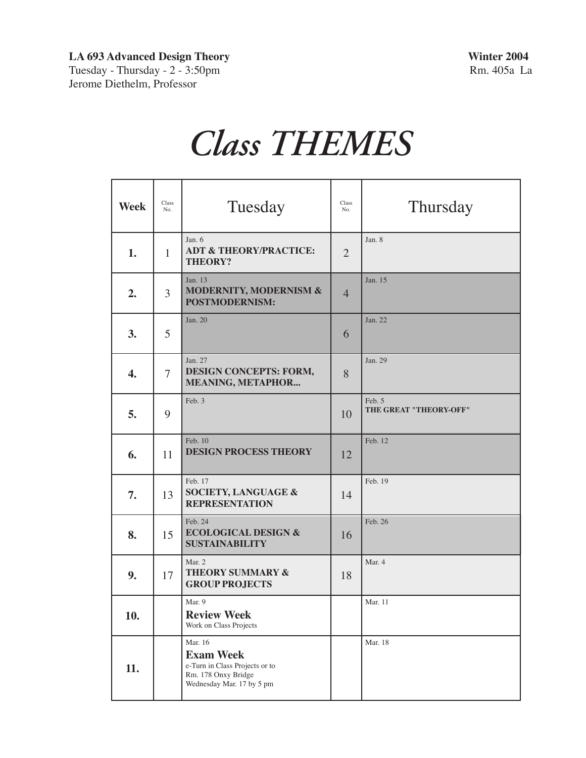**LA 693 Advanced Design Theory**
Tuesday - Thursday - 2 - 3:50pm
Jerome Diethelm, Professor

**Winter 2004**
Rm. 405a La

# *Class THEMES*

| Week | Class No. | Tuesday | Class No. | Thursday |
|---|---|---|---|---|
| **1.** | 1 | Jan. 6 **ADT & THEORY/PRACTICE: THEORY?** | 2 | Jan. 8 |
| **2.** | 3 | Jan. 13 **MODERNITY, MODERNISM & POSTMODERNISM:** | 4 | Jan. 15 |
| **3.** | 5 | Jan. 20 | 6 | Jan. 22 |
| **4.** | 7 | Jan. 27 **DESIGN CONCEPTS: FORM, MEANING, METAPHOR...** | 8 | Jan. 29 |
| **5.** | 9 | Feb. 3 | 10 | Feb. 5 **THE GREAT "THEORY-OFF"** |
| **6.** | 11 | Feb. 10 **DESIGN PROCESS THEORY** | 12 | Feb. 12 |
| **7.** | 13 | Feb. 17 **SOCIETY, LANGUAGE & REPRESENTATION** | 14 | Feb. 19 |
| **8.** | 15 | Feb. 24 **ECOLOGICAL DESIGN & SUSTAINABILITY** | 16 | Feb. 26 |
| **9.** | 17 | Mar. 2 **THEORY SUMMARY & GROUP PROJECTS** | 18 | Mar. 4 |
| **10.** | | Mar. 9 **Review Week** Work on Class Projects | | Mar. 11 |
| **11.** | | Mar. 16 **Exam Week** e-Turn in Class Projects or to Rm. 178 Onxy Bridge Wednesday Mar. 17 by 5 pm | | Mar. 18 |